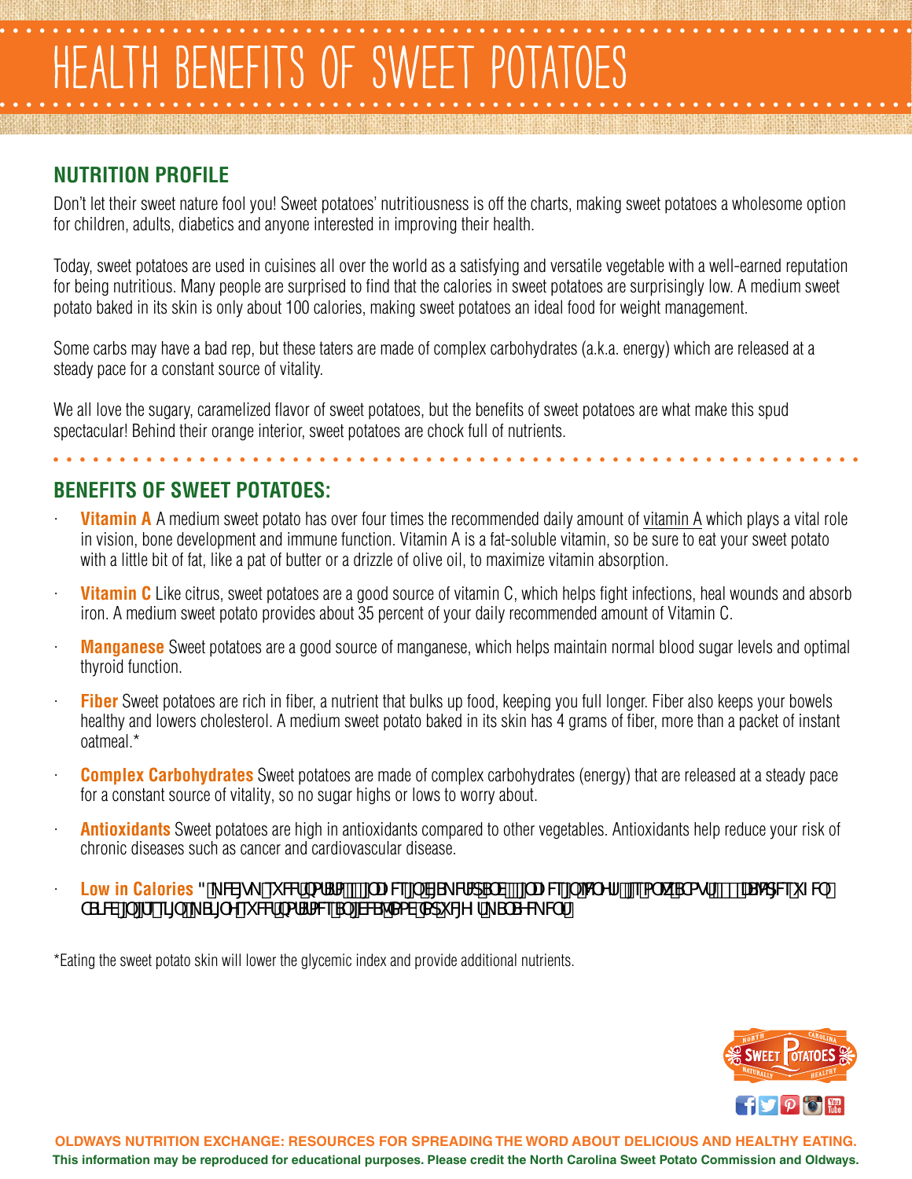# HEALTH BENEFITS OF SWEET POTATOES

## NUTRITION PROFILE

Don't let their sweet nature fool you! Sweet potatoes' nutritiousness is off the charts, making sweet potatoes a wholesome option for children, adults, diabetics and anyone interested in improving their health.

Today, sweet potatoes are used in cuisines all over the world as a satisfying and versatile vegetable with a well-earned reputation for being nutritious. Many people are surprised to find that the calories in sweet potatoes are surprisingly low. A medium sweet potato baked in its skin is only about 100 calories, making sweet potatoes an ideal food for weight management.

Some carbs may have a bad rep, but these taters are made of complex carbohydrates (a.k.a. energy) which are released at a steady pace for a constant source of vitality.

We all love the sugary, caramelized flavor of sweet potatoes, but the benefits of sweet potatoes are what make this spud spectacular! Behind their orange interior, sweet potatoes are chock full of nutrients.

## BENEFITS OF SWEET POTATOES:

- **Vitamin A** A medium sweet potato has over four times the recommended daily amount of vitamin A which plays a vital role in vision, bone development and immune function. Vitamin A is a fat-soluble vitamin, so be sure to eat your sweet potato with a little bit of fat, like a pat of butter or a drizzle of olive oil, to maximize vitamin absorption.
- **Vitamin C** Like citrus, sweet potatoes are a good source of vitamin C, which helps fight infections, heal wounds and absorb iron. A medium sweet potato provides about 35 percent of your daily recommended amount of Vitamin C.
- **Manganese** Sweet potatoes are a good source of manganese, which helps maintain normal blood sugar levels and optimal thyroid function.
- **Fiber** Sweet potatoes are rich in fiber, a nutrient that bulks up food, keeping you full longer. Fiber also keeps your bowels healthy and lowers cholesterol. A medium sweet potato baked in its skin has 4 grams of fiber, more than a packet of instant oatmeal.*
- **Complex Carbohydrates** Sweet potatoes are made of complex carbohydrates (energy) that are released at a steady pace for a constant source of vitality, so no sugar highs or lows to worry about.
- **Antioxidants** Sweet potatoes are high in antioxidants compared to other vegetables. Antioxidants help reduce your risk of chronic diseases such as cancer and cardiovascular disease.
- **Low in Calories** "NFEJVN TXFFU QPUBUP MM DBMPSJFT JO EJ NFUFS BOE MM DBMPSJFT JO QPUBUP JT POMZ BCPVU DBMPSJFT XIFO CBLFE JO JUT TLJO NBLJOH TXFFU QPUBUPFT BO JEFBM GPPE GPS XFJHIU NBOBHFNFOU

*Eating the sweet potato skin will lower the glycemic index and provide additional nutrients.

**OLDWAYS NUTRITION EXCHANGE: RESOURCES FOR SPREADING THE WORD ABOUT DELICIOUS AND HEALTHY EATING.**

**This information may be reproduced for educational purposes. Please credit the North Carolina Sweet Potato Commission and Oldways.**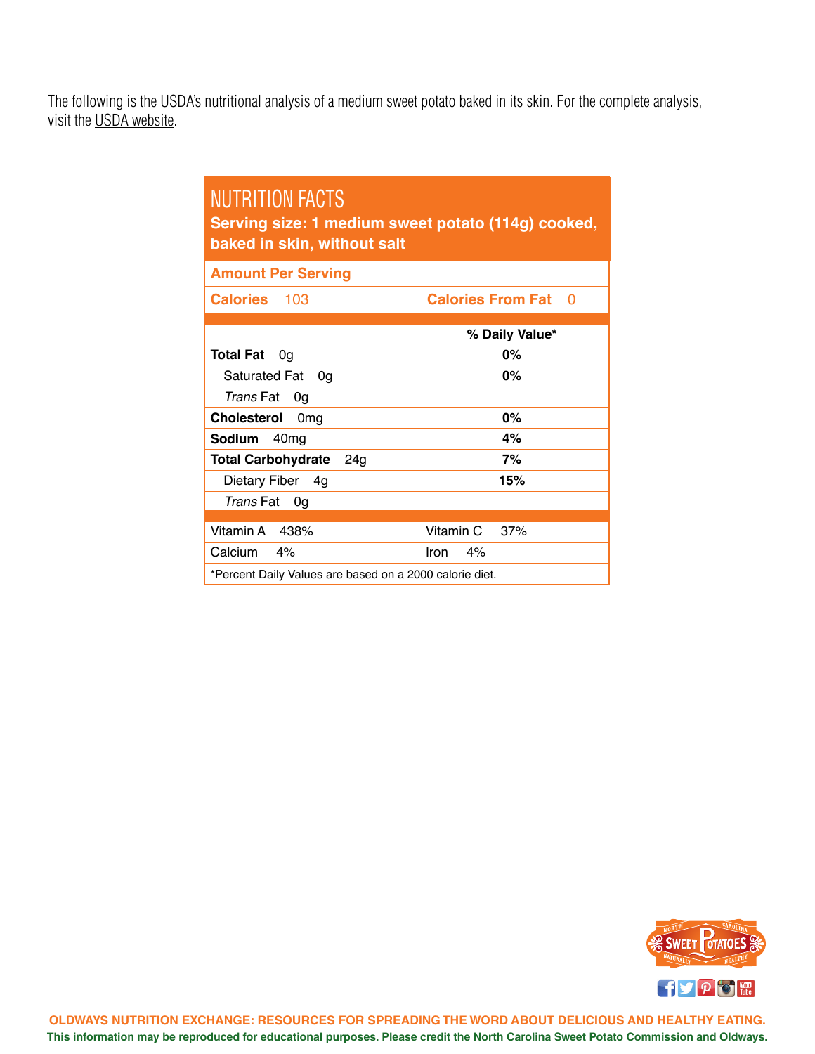The following is the USDA's nutritional analysis of a medium sweet potato baked in its skin. For the complete analysis, visit the USDA website.

## NUTRITION FACTS

**Serving size: 1 medium sweet potato (114g) cooked, baked in skin, without salt**

| | |
|---|---|
| **Amount Per Serving** | |
| **Calories** 103 | **Calories From Fat** 0 |
| | **% Daily Value*** |
| **Total Fat** 0g | **0%** |
| Saturated Fat 0g | **0%** |
| *Trans* Fat 0g | |
| **Cholesterol** 0mg | **0%** |
| **Sodium** 40mg | **4%** |
| **Total Carbohydrate** 24g | **7%** |
| Dietary Fiber 4g | **15%** |
| *Trans* Fat 0g | |
| Vitamin A 438% | Vitamin C 37% |
| Calcium 4% | Iron 4% |
| *Percent Daily Values are based on a 2000 calorie diet. | |

**OLDWAYS NUTRITION EXCHANGE: RESOURCES FOR SPREADING THE WORD ABOUT DELICIOUS AND HEALTHY EATING.**

**This information may be reproduced for educational purposes. Please credit the North Carolina Sweet Potato Commission and Oldways.**